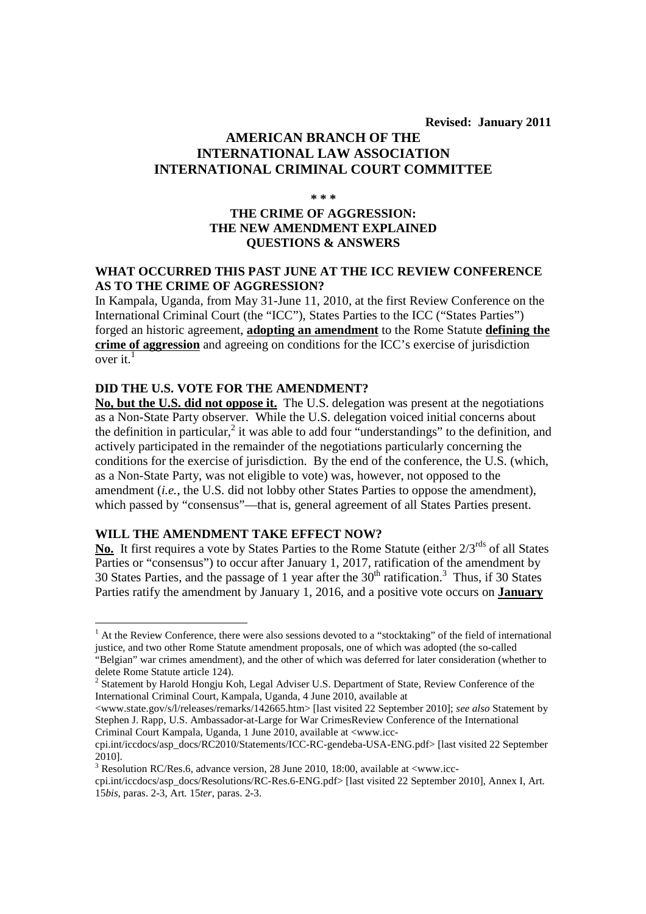**Revised: January 2011**

# AMERICAN BRANCH OF THE INTERNATIONAL LAW ASSOCIATION INTERNATIONAL CRIMINAL COURT COMMITTEE

\* \* \*

## THE CRIME OF AGGRESSION: THE NEW AMENDMENT EXPLAINED QUESTIONS & ANSWERS

### WHAT OCCURRED THIS PAST JUNE AT THE ICC REVIEW CONFERENCE AS TO THE CRIME OF AGGRESSION?

In Kampala, Uganda, from May 31-June 11, 2010, at the first Review Conference on the International Criminal Court (the "ICC"), States Parties to the ICC ("States Parties") forged an historic agreement, **adopting an amendment** to the Rome Statute **defining the crime of aggression** and agreeing on conditions for the ICC's exercise of jurisdiction over it.[1]

### DID THE U.S. VOTE FOR THE AMENDMENT?

**No, but the U.S. did not oppose it.** The U.S. delegation was present at the negotiations as a Non-State Party observer. While the U.S. delegation voiced initial concerns about the definition in particular,[2] it was able to add four "understandings" to the definition, and actively participated in the remainder of the negotiations particularly concerning the conditions for the exercise of jurisdiction. By the end of the conference, the U.S. (which, as a Non-State Party, was not eligible to vote) was, however, not opposed to the amendment (*i.e.*, the U.S. did not lobby other States Parties to oppose the amendment), which passed by "consensus"—that is, general agreement of all States Parties present.

### WILL THE AMENDMENT TAKE EFFECT NOW?

**No.** It first requires a vote by States Parties to the Rome Statute (either 2/3rds of all States Parties or "consensus") to occur after January 1, 2017, ratification of the amendment by 30 States Parties, and the passage of 1 year after the 30th ratification.[3] Thus, if 30 States Parties ratify the amendment by January 1, 2016, and a positive vote occurs on **January**

---

[1] At the Review Conference, there were also sessions devoted to a "stocktaking" of the field of international justice, and two other Rome Statute amendment proposals, one of which was adopted (the so-called "Belgian" war crimes amendment), and the other of which was deferred for later consideration (whether to delete Rome Statute article 124).

[2] Statement by Harold Hongju Koh, Legal Adviser U.S. Department of State, Review Conference of the International Criminal Court, Kampala, Uganda, 4 June 2010, available at <www.state.gov/s/l/releases/remarks/142665.htm> [last visited 22 September 2010]; *see also* Statement by Stephen J. Rapp, U.S. Ambassador-at-Large for War CrimesReview Conference of the International Criminal Court Kampala, Uganda, 1 June 2010, available at <www.icc-cpi.int/iccdocs/asp_docs/RC2010/Statements/ICC-RC-gendeba-USA-ENG.pdf> [last visited 22 September 2010].

[3] Resolution RC/Res.6, advance version, 28 June 2010, 18:00, available at <www.icc-cpi.int/iccdocs/asp_docs/Resolutions/RC-Res.6-ENG.pdf> [last visited 22 September 2010], Annex I, Art. 15*bis*, paras. 2-3, Art. 15*ter*, paras. 2-3.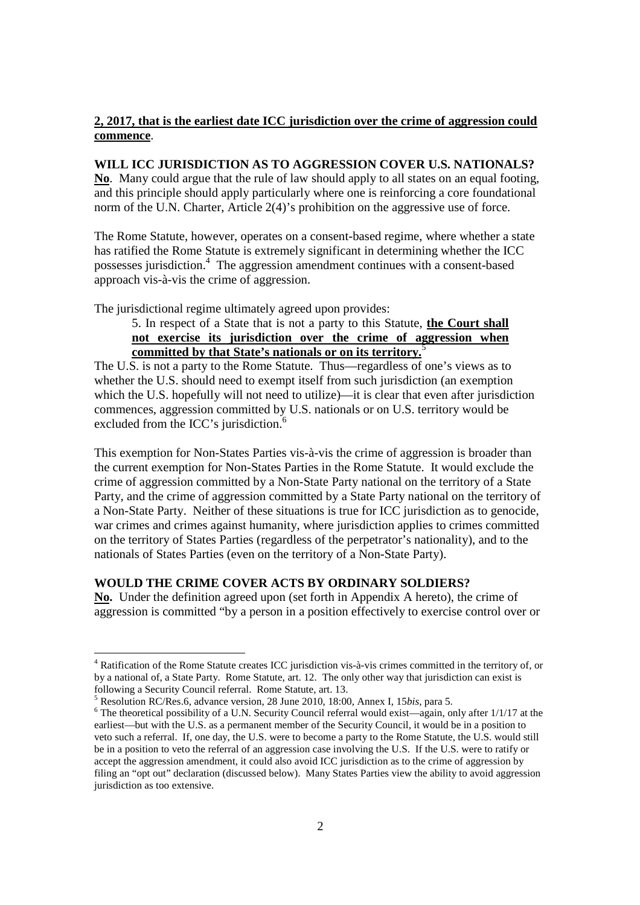**2, 2017, that is the earliest date ICC jurisdiction over the crime of aggression could commence**.

**WILL ICC JURISDICTION AS TO AGGRESSION COVER U.S. NATIONALS?**

**No**. Many could argue that the rule of law should apply to all states on an equal footing, and this principle should apply particularly where one is reinforcing a core foundational norm of the U.N. Charter, Article 2(4)'s prohibition on the aggressive use of force.

The Rome Statute, however, operates on a consent-based regime, where whether a state has ratified the Rome Statute is extremely significant in determining whether the ICC possesses jurisdiction.[4] The aggression amendment continues with a consent-based approach vis-à-vis the crime of aggression.

The jurisdictional regime ultimately agreed upon provides:

> 5. In respect of a State that is not a party to this Statute, **the Court shall not exercise its jurisdiction over the crime of aggression when committed by that State's nationals or on its territory.**[5]

The U.S. is not a party to the Rome Statute. Thus—regardless of one's views as to whether the U.S. should need to exempt itself from such jurisdiction (an exemption which the U.S. hopefully will not need to utilize)—it is clear that even after jurisdiction commences, aggression committed by U.S. nationals or on U.S. territory would be excluded from the ICC's jurisdiction.[6]

This exemption for Non-States Parties vis-à-vis the crime of aggression is broader than the current exemption for Non-States Parties in the Rome Statute. It would exclude the crime of aggression committed by a Non-State Party national on the territory of a State Party, and the crime of aggression committed by a State Party national on the territory of a Non-State Party. Neither of these situations is true for ICC jurisdiction as to genocide, war crimes and crimes against humanity, where jurisdiction applies to crimes committed on the territory of States Parties (regardless of the perpetrator's nationality), and to the nationals of States Parties (even on the territory of a Non-State Party).

**WOULD THE CRIME COVER ACTS BY ORDINARY SOLDIERS?**

**No.** Under the definition agreed upon (set forth in Appendix A hereto), the crime of aggression is committed "by a person in a position effectively to exercise control over or

---

[4] Ratification of the Rome Statute creates ICC jurisdiction vis-à-vis crimes committed in the territory of, or by a national of, a State Party. Rome Statute, art. 12. The only other way that jurisdiction can exist is following a Security Council referral. Rome Statute, art. 13.

[5] Resolution RC/Res.6, advance version, 28 June 2010, 18:00, Annex I, 15*bis*, para 5.

[6] The theoretical possibility of a U.N. Security Council referral would exist—again, only after 1/1/17 at the earliest—but with the U.S. as a permanent member of the Security Council, it would be in a position to veto such a referral. If, one day, the U.S. were to become a party to the Rome Statute, the U.S. would still be in a position to veto the referral of an aggression case involving the U.S. If the U.S. were to ratify or accept the aggression amendment, it could also avoid ICC jurisdiction as to the crime of aggression by filing an "opt out" declaration (discussed below). Many States Parties view the ability to avoid aggression jurisdiction as too extensive.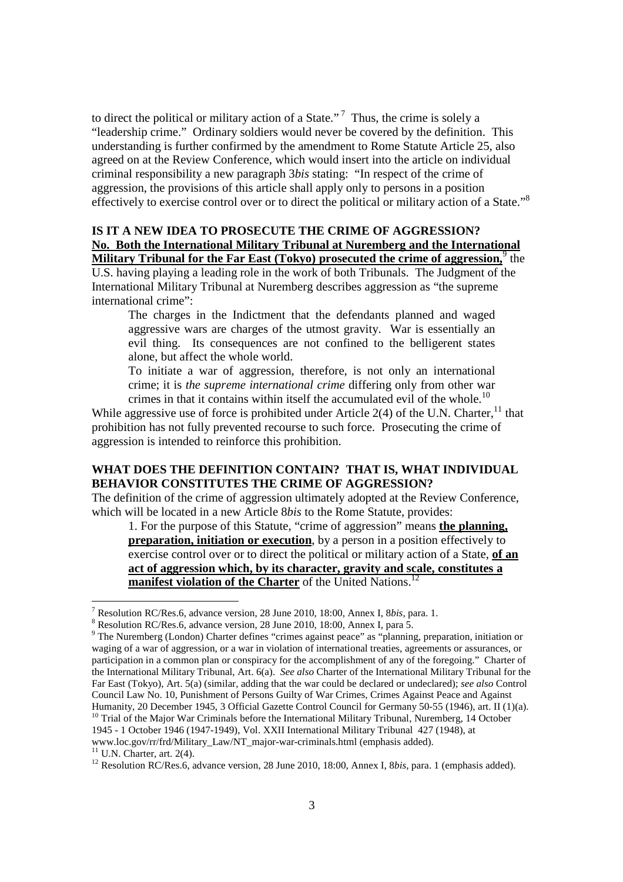to direct the political or military action of a State."[7] Thus, the crime is solely a "leadership crime." Ordinary soldiers would never be covered by the definition. This understanding is further confirmed by the amendment to Rome Statute Article 25, also agreed on at the Review Conference, which would insert into the article on individual criminal responsibility a new paragraph 3*bis* stating: "In respect of the crime of aggression, the provisions of this article shall apply only to persons in a position effectively to exercise control over or to direct the political or military action of a State."[8]

**IS IT A NEW IDEA TO PROSECUTE THE CRIME OF AGGRESSION?**
**No. Both the International Military Tribunal at Nuremberg and the International Military Tribunal for the Far East (Tokyo) prosecuted the crime of aggression,**[9] the U.S. having playing a leading role in the work of both Tribunals. The Judgment of the International Military Tribunal at Nuremberg describes aggression as "the supreme international crime":

> The charges in the Indictment that the defendants planned and waged aggressive wars are charges of the utmost gravity. War is essentially an evil thing. Its consequences are not confined to the belligerent states alone, but affect the whole world.
>
> To initiate a war of aggression, therefore, is not only an international crime; it is *the supreme international crime* differing only from other war crimes in that it contains within itself the accumulated evil of the whole.[10]

While aggressive use of force is prohibited under Article 2(4) of the U.N. Charter,[11] that prohibition has not fully prevented recourse to such force. Prosecuting the crime of aggression is intended to reinforce this prohibition.

**WHAT DOES THE DEFINITION CONTAIN? THAT IS, WHAT INDIVIDUAL BEHAVIOR CONSTITUTES THE CRIME OF AGGRESSION?**
The definition of the crime of aggression ultimately adopted at the Review Conference, which will be located in a new Article 8*bis* to the Rome Statute, provides:

> 1. For the purpose of this Statute, "crime of aggression" means **the planning, preparation, initiation or execution**, by a person in a position effectively to exercise control over or to direct the political or military action of a State, **of an act of aggression which, by its character, gravity and scale, constitutes a manifest violation of the Charter** of the United Nations.[12]

---

[7] Resolution RC/Res.6, advance version, 28 June 2010, 18:00, Annex I, 8*bis*, para. 1.
[8] Resolution RC/Res.6, advance version, 28 June 2010, 18:00, Annex I, para 5.
[9] The Nuremberg (London) Charter defines "crimes against peace" as "planning, preparation, initiation or waging of a war of aggression, or a war in violation of international treaties, agreements or assurances, or participation in a common plan or conspiracy for the accomplishment of any of the foregoing." Charter of the International Military Tribunal, Art. 6(a). *See also* Charter of the International Military Tribunal for the Far East (Tokyo), Art. 5(a) (similar, adding that the war could be declared or undeclared); *see also* Control Council Law No. 10, Punishment of Persons Guilty of War Crimes, Crimes Against Peace and Against Humanity, 20 December 1945, 3 Official Gazette Control Council for Germany 50-55 (1946), art. II (1)(a).
[10] Trial of the Major War Criminals before the International Military Tribunal, Nuremberg, 14 October 1945 - 1 October 1946 (1947-1949), Vol. XXII International Military Tribunal 427 (1948), at www.loc.gov/rr/frd/Military_Law/NT_major-war-criminals.html (emphasis added).
[11] U.N. Charter, art. 2(4).
[12] Resolution RC/Res.6, advance version, 28 June 2010, 18:00, Annex I, 8*bis*, para. 1 (emphasis added).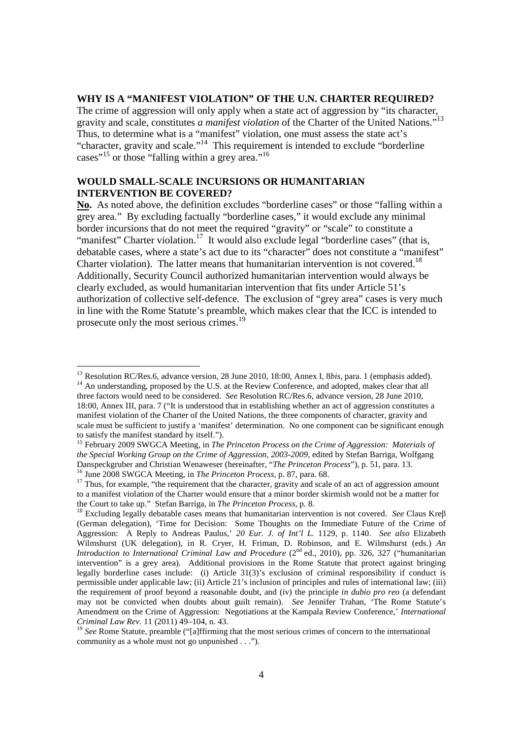## WHY IS A "MANIFEST VIOLATION" OF THE U.N. CHARTER REQUIRED?

The crime of aggression will only apply when a state act of aggression by "its character, gravity and scale, constitutes *a manifest violation* of the Charter of the United Nations."[13] Thus, to determine what is a "manifest" violation, one must assess the state act's "character, gravity and scale."[14] This requirement is intended to exclude "borderline cases"[15] or those "falling within a grey area."[16]

## WOULD SMALL-SCALE INCURSIONS OR HUMANITARIAN INTERVENTION BE COVERED?

**No.** As noted above, the definition excludes "borderline cases" or those "falling within a grey area." By excluding factually "borderline cases," it would exclude any minimal border incursions that do not meet the required "gravity" or "scale" to constitute a "manifest" Charter violation.[17] It would also exclude legal "borderline cases" (that is, debatable cases, where a state's act due to its "character" does not constitute a "manifest" Charter violation). The latter means that humanitarian intervention is not covered.[18] Additionally, Security Council authorized humanitarian intervention would always be clearly excluded, as would humanitarian intervention that fits under Article 51's authorization of collective self-defence. The exclusion of "grey area" cases is very much in line with the Rome Statute's preamble, which makes clear that the ICC is intended to prosecute only the most serious crimes.[19]

---

[13] Resolution RC/Res.6, advance version, 28 June 2010, 18:00, Annex I, 8*bis*, para. 1 (emphasis added).

[14] An understanding, proposed by the U.S. at the Review Conference, and adopted, makes clear that all three factors would need to be considered. *See* Resolution RC/Res.6, advance version, 28 June 2010, 18:00, Annex III, para. 7 ("It is understood that in establishing whether an act of aggression constitutes a manifest violation of the Charter of the United Nations, the three components of character, gravity and scale must be sufficient to justify a 'manifest' determination. No one component can be significant enough to satisfy the manifest standard by itself.").

[15] February 2009 SWGCA Meeting, in *The Princeton Process on the Crime of Aggression: Materials of the Special Working Group on the Crime of Aggression, 2003-2009*, edited by Stefan Barriga, Wolfgang Danspeckgruber and Christian Wenaweser (hereinafter, "*The Princeton Process*"), p. 51, para. 13.

[16] June 2008 SWGCA Meeting, in *The Princeton Process*, p. 87, para. 68.

[17] Thus, for example, "the requirement that the character, gravity and scale of an act of aggression amount to a manifest violation of the Charter would ensure that a minor border skirmish would not be a matter for the Court to take up." Stefan Barriga, in *The Princeton Process*, p. 8.

[18] Excluding legally debatable cases means that humanitarian intervention is not covered. *See* Claus Kreβ (German delegation), 'Time for Decision: Some Thoughts on the Immediate Future of the Crime of Aggression: A Reply to Andreas Paulus,' *20 Eur. J. of Int'l L.* 1129, p. 1140. *See also* Elizabeth Wilmshurst (UK delegation), in R. Cryer, H. Friman, D. Robinson, and E. Wilmshurst (eds.) *An Introduction to International Criminal Law and Procedure* (2nd ed., 2010), pp. 326, 327 ("humanitarian intervention" is a grey area). Additional provisions in the Rome Statute that protect against bringing legally borderline cases include: (i) Article 31(3)'s exclusion of criminal responsibility if conduct is permissible under applicable law; (ii) Article 21's inclusion of principles and rules of international law; (iii) the requirement of proof beyond a reasonable doubt, and (iv) the principle *in dubio pro reo* (a defendant may not be convicted when doubts about guilt remain). *See* Jennifer Trahan, 'The Rome Statute's Amendment on the Crime of Aggression: Negotiations at the Kampala Review Conference,' *International Criminal Law Rev.* 11 (2011) 49–104, n. 43.

[19] *See* Rome Statute, preamble ("[a]ffirming that the most serious crimes of concern to the international community as a whole must not go unpunished . . .").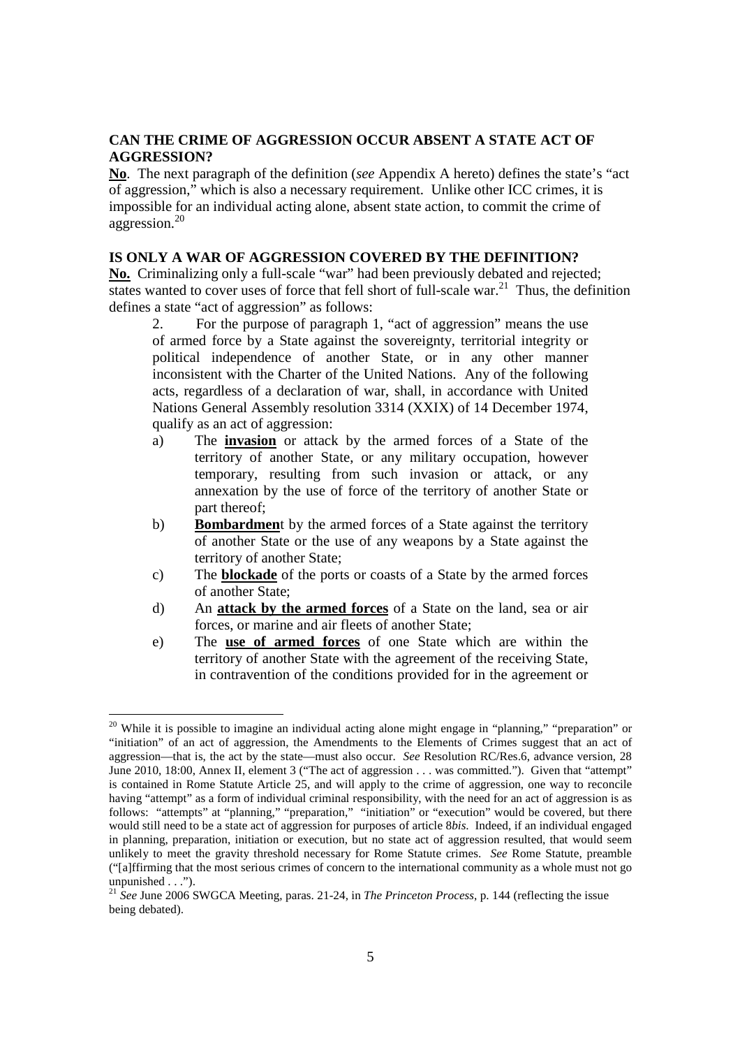**CAN THE CRIME OF AGGRESSION OCCUR ABSENT A STATE ACT OF AGGRESSION?**

**No**. The next paragraph of the definition (*see* Appendix A hereto) defines the state's "act of aggression," which is also a necessary requirement. Unlike other ICC crimes, it is impossible for an individual acting alone, absent state action, to commit the crime of aggression.[20]

**IS ONLY A WAR OF AGGRESSION COVERED BY THE DEFINITION?**

**No.** Criminalizing only a full-scale "war" had been previously debated and rejected; states wanted to cover uses of force that fell short of full-scale war.[21] Thus, the definition defines a state "act of aggression" as follows:

> 2. For the purpose of paragraph 1, "act of aggression" means the use of armed force by a State against the sovereignty, territorial integrity or political independence of another State, or in any other manner inconsistent with the Charter of the United Nations. Any of the following acts, regardless of a declaration of war, shall, in accordance with United Nations General Assembly resolution 3314 (XXIX) of 14 December 1974, qualify as an act of aggression:
>
> a) The **invasion** or attack by the armed forces of a State of the territory of another State, or any military occupation, however temporary, resulting from such invasion or attack, or any annexation by the use of force of the territory of another State or part thereof;
>
> b) **Bombardmen**t by the armed forces of a State against the territory of another State or the use of any weapons by a State against the territory of another State;
>
> c) The **blockade** of the ports or coasts of a State by the armed forces of another State;
>
> d) An **attack by the armed forces** of a State on the land, sea or air forces, or marine and air fleets of another State;
>
> e) The **use of armed forces** of one State which are within the territory of another State with the agreement of the receiving State, in contravention of the conditions provided for in the agreement or

---

[20] While it is possible to imagine an individual acting alone might engage in "planning," "preparation" or "initiation" of an act of aggression, the Amendments to the Elements of Crimes suggest that an act of aggression—that is, the act by the state—must also occur. *See* Resolution RC/Res.6, advance version, 28 June 2010, 18:00, Annex II, element 3 ("The act of aggression . . . was committed."). Given that "attempt" is contained in Rome Statute Article 25, and will apply to the crime of aggression, one way to reconcile having "attempt" as a form of individual criminal responsibility, with the need for an act of aggression is as follows: "attempts" at "planning," "preparation," "initiation" or "execution" would be covered, but there would still need to be a state act of aggression for purposes of article 8*bis*. Indeed, if an individual engaged in planning, preparation, initiation or execution, but no state act of aggression resulted, that would seem unlikely to meet the gravity threshold necessary for Rome Statute crimes. *See* Rome Statute, preamble ("[a]ffirming that the most serious crimes of concern to the international community as a whole must not go unpunished . . .").

[21] *See* June 2006 SWGCA Meeting, paras. 21-24, in *The Princeton Process*, p. 144 (reflecting the issue being debated).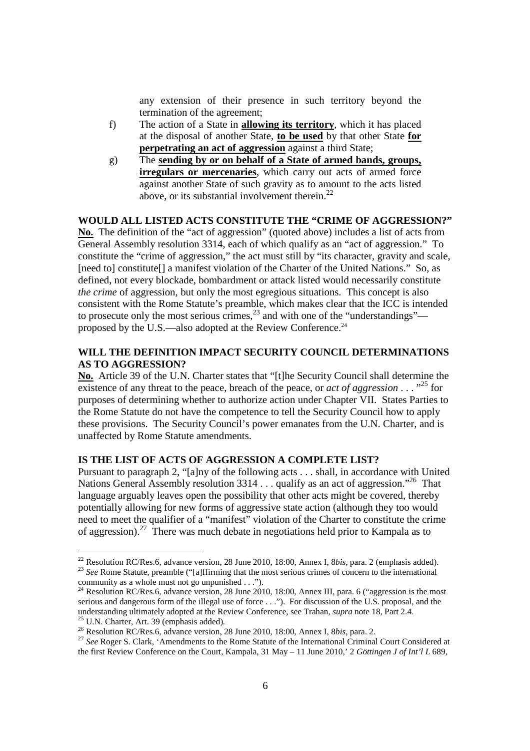any extension of their presence in such territory beyond the termination of the agreement;

f) The action of a State in **allowing its territory**, which it has placed at the disposal of another State, **to be used** by that other State **for perpetrating an act of aggression** against a third State;

g) The **sending by or on behalf of a State of armed bands, groups, irregulars or mercenaries**, which carry out acts of armed force against another State of such gravity as to amount to the acts listed above, or its substantial involvement therein.[22]

**WOULD ALL LISTED ACTS CONSTITUTE THE "CRIME OF AGGRESSION?"**

**No.** The definition of the "act of aggression" (quoted above) includes a list of acts from General Assembly resolution 3314, each of which qualify as an "act of aggression." To constitute the "crime of aggression," the act must still by "its character, gravity and scale, [need to] constitute[] a manifest violation of the Charter of the United Nations." So, as defined, not every blockade, bombardment or attack listed would necessarily constitute *the crime* of aggression, but only the most egregious situations. This concept is also consistent with the Rome Statute's preamble, which makes clear that the ICC is intended to prosecute only the most serious crimes,[23] and with one of the "understandings"—proposed by the U.S.—also adopted at the Review Conference.[24]

**WILL THE DEFINITION IMPACT SECURITY COUNCIL DETERMINATIONS AS TO AGGRESSION?**

**No.** Article 39 of the U.N. Charter states that "[t]he Security Council shall determine the existence of any threat to the peace, breach of the peace, or *act of aggression* . . . "[25] for purposes of determining whether to authorize action under Chapter VII. States Parties to the Rome Statute do not have the competence to tell the Security Council how to apply these provisions. The Security Council's power emanates from the U.N. Charter, and is unaffected by Rome Statute amendments.

**IS THE LIST OF ACTS OF AGGRESSION A COMPLETE LIST?**

Pursuant to paragraph 2, "[a]ny of the following acts . . . shall, in accordance with United Nations General Assembly resolution 3314 . . . qualify as an act of aggression."[26] That language arguably leaves open the possibility that other acts might be covered, thereby potentially allowing for new forms of aggressive state action (although they too would need to meet the qualifier of a "manifest" violation of the Charter to constitute the crime of aggression).[27] There was much debate in negotiations held prior to Kampala as to

---

[22] Resolution RC/Res.6, advance version, 28 June 2010, 18:00, Annex I, 8*bis*, para. 2 (emphasis added).

[23] *See* Rome Statute, preamble ("[a]ffirming that the most serious crimes of concern to the international community as a whole must not go unpunished . . .").

[24] Resolution RC/Res.6, advance version, 28 June 2010, 18:00, Annex III, para. 6 ("aggression is the most serious and dangerous form of the illegal use of force . . ."). For discussion of the U.S. proposal, and the understanding ultimately adopted at the Review Conference, see Trahan, *supra* note 18, Part 2.4.

[25] U.N. Charter, Art. 39 (emphasis added).

[26] Resolution RC/Res.6, advance version, 28 June 2010, 18:00, Annex I, 8*bis*, para. 2.

[27] *See* Roger S. Clark, 'Amendments to the Rome Statute of the International Criminal Court Considered at the first Review Conference on the Court, Kampala, 31 May – 11 June 2010,' 2 *Göttingen J of Int'l L* 689,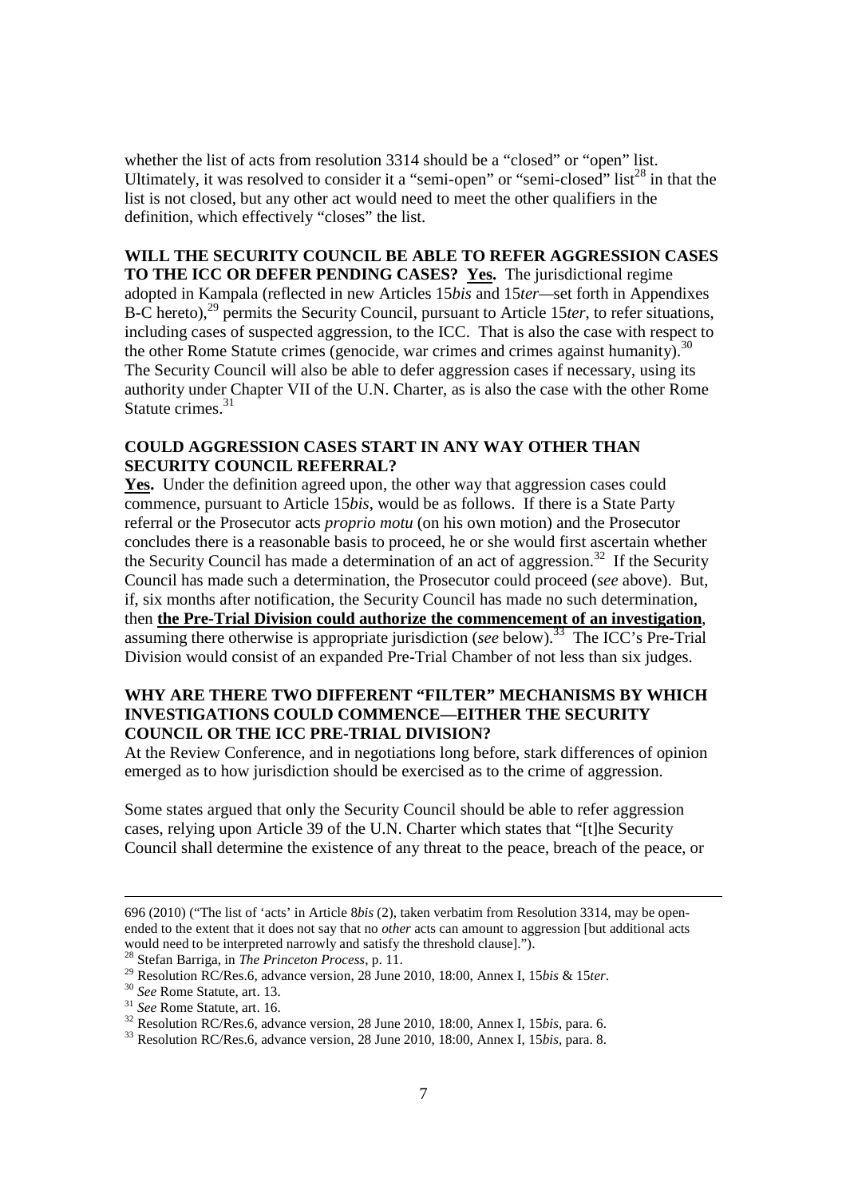whether the list of acts from resolution 3314 should be a "closed" or "open" list. Ultimately, it was resolved to consider it a "semi-open" or "semi-closed" list[28] in that the list is not closed, but any other act would need to meet the other qualifiers in the definition, which effectively "closes" the list.

**WILL THE SECURITY COUNCIL BE ABLE TO REFER AGGRESSION CASES TO THE ICC OR DEFER PENDING CASES? Yes.** The jurisdictional regime adopted in Kampala (reflected in new Articles 15*bis* and 15*ter*—set forth in Appendixes B-C hereto),[29] permits the Security Council, pursuant to Article 15*ter*, to refer situations, including cases of suspected aggression, to the ICC. That is also the case with respect to the other Rome Statute crimes (genocide, war crimes and crimes against humanity).[30] The Security Council will also be able to defer aggression cases if necessary, using its authority under Chapter VII of the U.N. Charter, as is also the case with the other Rome Statute crimes.[31]

**COULD AGGRESSION CASES START IN ANY WAY OTHER THAN SECURITY COUNCIL REFERRAL?**

**Yes.** Under the definition agreed upon, the other way that aggression cases could commence, pursuant to Article 15*bis*, would be as follows. If there is a State Party referral or the Prosecutor acts *proprio motu* (on his own motion) and the Prosecutor concludes there is a reasonable basis to proceed, he or she would first ascertain whether the Security Council has made a determination of an act of aggression.[32] If the Security Council has made such a determination, the Prosecutor could proceed (*see* above). But, if, six months after notification, the Security Council has made no such determination, then **the Pre-Trial Division could authorize the commencement of an investigation**, assuming there otherwise is appropriate jurisdiction (*see* below).[33] The ICC's Pre-Trial Division would consist of an expanded Pre-Trial Chamber of not less than six judges.

**WHY ARE THERE TWO DIFFERENT "FILTER" MECHANISMS BY WHICH INVESTIGATIONS COULD COMMENCE—EITHER THE SECURITY COUNCIL OR THE ICC PRE-TRIAL DIVISION?**

At the Review Conference, and in negotiations long before, stark differences of opinion emerged as to how jurisdiction should be exercised as to the crime of aggression.

Some states argued that only the Security Council should be able to refer aggression cases, relying upon Article 39 of the U.N. Charter which states that "[t]he Security Council shall determine the existence of any threat to the peace, breach of the peace, or

---

696 (2010) ("The list of 'acts' in Article 8*bis* (2), taken verbatim from Resolution 3314, may be open-ended to the extent that it does not say that no *other* acts can amount to aggression [but additional acts would need to be interpreted narrowly and satisfy the threshold clause].").

[28] Stefan Barriga, in *The Princeton Process*, p. 11.

[29] Resolution RC/Res.6, advance version, 28 June 2010, 18:00, Annex I, 15*bis* & 15*ter*.

[30] *See* Rome Statute, art. 13.

[31] *See* Rome Statute, art. 16.

[32] Resolution RC/Res.6, advance version, 28 June 2010, 18:00, Annex I, 15*bis*, para. 6.

[33] Resolution RC/Res.6, advance version, 28 June 2010, 18:00, Annex I, 15*bis*, para. 8.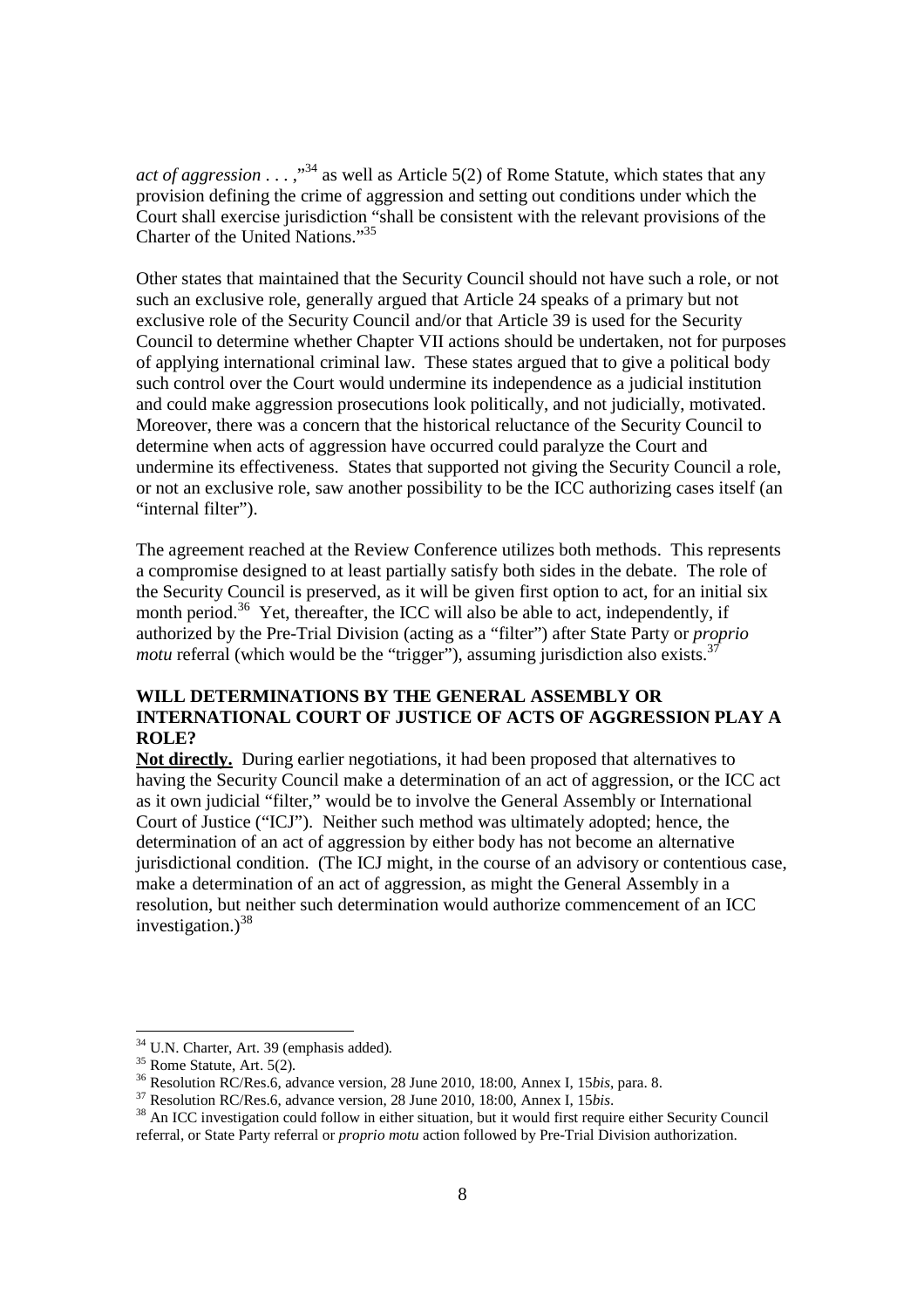*act of aggression . . . ,*"[34] as well as Article 5(2) of Rome Statute, which states that any provision defining the crime of aggression and setting out conditions under which the Court shall exercise jurisdiction "shall be consistent with the relevant provisions of the Charter of the United Nations."[35]

Other states that maintained that the Security Council should not have such a role, or not such an exclusive role, generally argued that Article 24 speaks of a primary but not exclusive role of the Security Council and/or that Article 39 is used for the Security Council to determine whether Chapter VII actions should be undertaken, not for purposes of applying international criminal law. These states argued that to give a political body such control over the Court would undermine its independence as a judicial institution and could make aggression prosecutions look politically, and not judicially, motivated. Moreover, there was a concern that the historical reluctance of the Security Council to determine when acts of aggression have occurred could paralyze the Court and undermine its effectiveness. States that supported not giving the Security Council a role, or not an exclusive role, saw another possibility to be the ICC authorizing cases itself (an "internal filter").

The agreement reached at the Review Conference utilizes both methods. This represents a compromise designed to at least partially satisfy both sides in the debate. The role of the Security Council is preserved, as it will be given first option to act, for an initial six month period.[36] Yet, thereafter, the ICC will also be able to act, independently, if authorized by the Pre-Trial Division (acting as a "filter") after State Party or *proprio motu* referral (which would be the "trigger"), assuming jurisdiction also exists.[37]

## WILL DETERMINATIONS BY THE GENERAL ASSEMBLY OR INTERNATIONAL COURT OF JUSTICE OF ACTS OF AGGRESSION PLAY A ROLE?

**Not directly.** During earlier negotiations, it had been proposed that alternatives to having the Security Council make a determination of an act of aggression, or the ICC act as it own judicial "filter," would be to involve the General Assembly or International Court of Justice ("ICJ"). Neither such method was ultimately adopted; hence, the determination of an act of aggression by either body has not become an alternative jurisdictional condition. (The ICJ might, in the course of an advisory or contentious case, make a determination of an act of aggression, as might the General Assembly in a resolution, but neither such determination would authorize commencement of an ICC investigation.)[38]

---

[34] U.N. Charter, Art. 39 (emphasis added).

[35] Rome Statute, Art. 5(2).

[36] Resolution RC/Res.6, advance version, 28 June 2010, 18:00, Annex I, 15*bis*, para. 8.

[37] Resolution RC/Res.6, advance version, 28 June 2010, 18:00, Annex I, 15*bis*.

[38] An ICC investigation could follow in either situation, but it would first require either Security Council referral, or State Party referral or *proprio motu* action followed by Pre-Trial Division authorization.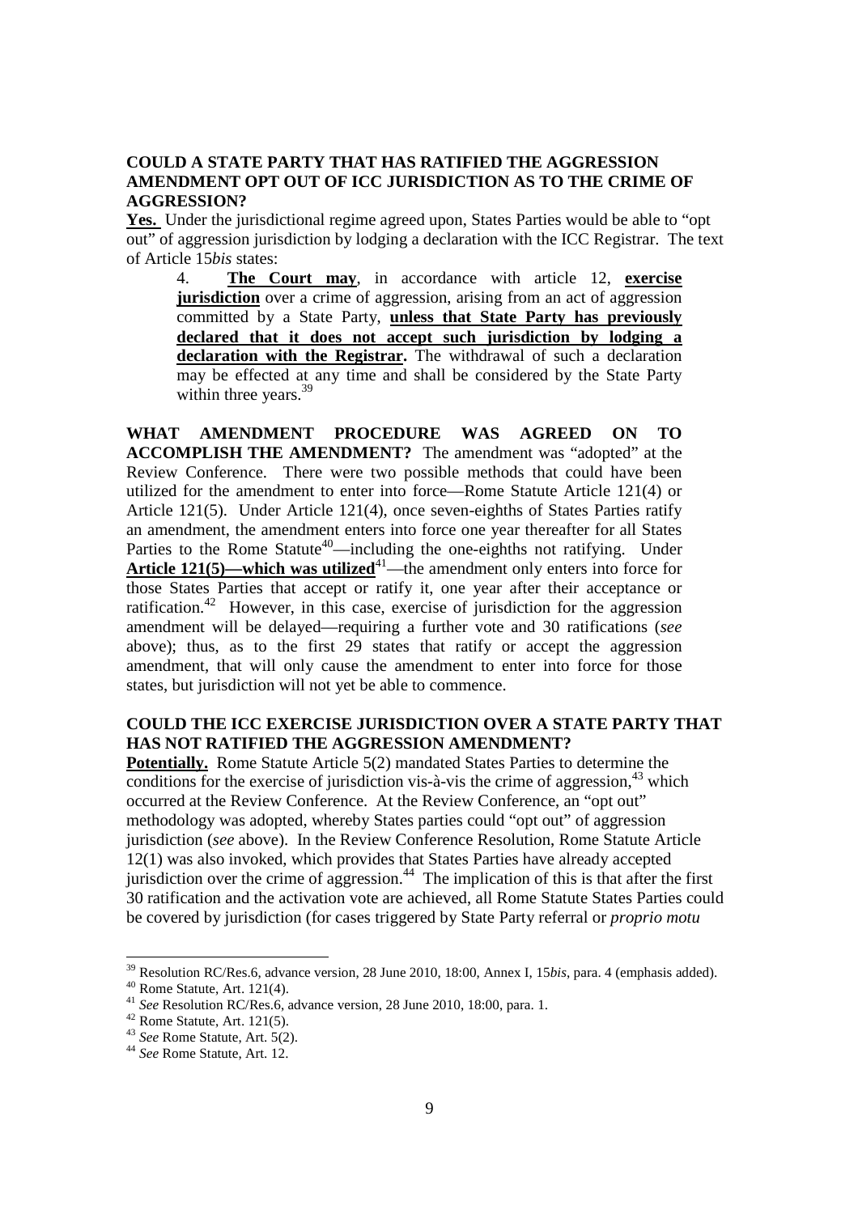**COULD A STATE PARTY THAT HAS RATIFIED THE AGGRESSION AMENDMENT OPT OUT OF ICC JURISDICTION AS TO THE CRIME OF AGGRESSION?**

**Yes.** Under the jurisdictional regime agreed upon, States Parties would be able to "opt out" of aggression jurisdiction by lodging a declaration with the ICC Registrar. The text of Article 15*bis* states:

> 4. **The Court may**, in accordance with article 12, **exercise jurisdiction** over a crime of aggression, arising from an act of aggression committed by a State Party, **unless that State Party has previously declared that it does not accept such jurisdiction by lodging a declaration with the Registrar.** The withdrawal of such a declaration may be effected at any time and shall be considered by the State Party within three years.[39]

**WHAT AMENDMENT PROCEDURE WAS AGREED ON TO ACCOMPLISH THE AMENDMENT?** The amendment was "adopted" at the Review Conference. There were two possible methods that could have been utilized for the amendment to enter into force—Rome Statute Article 121(4) or Article 121(5). Under Article 121(4), once seven-eighths of States Parties ratify an amendment, the amendment enters into force one year thereafter for all States Parties to the Rome Statute[40]—including the one-eighths not ratifying. Under **Article 121(5)—which was utilized**[41]—the amendment only enters into force for those States Parties that accept or ratify it, one year after their acceptance or ratification.[42] However, in this case, exercise of jurisdiction for the aggression amendment will be delayed—requiring a further vote and 30 ratifications (*see* above); thus, as to the first 29 states that ratify or accept the aggression amendment, that will only cause the amendment to enter into force for those states, but jurisdiction will not yet be able to commence.

**COULD THE ICC EXERCISE JURISDICTION OVER A STATE PARTY THAT HAS NOT RATIFIED THE AGGRESSION AMENDMENT?**

**Potentially.** Rome Statute Article 5(2) mandated States Parties to determine the conditions for the exercise of jurisdiction vis-à-vis the crime of aggression,[43] which occurred at the Review Conference. At the Review Conference, an "opt out" methodology was adopted, whereby States parties could "opt out" of aggression jurisdiction (*see* above). In the Review Conference Resolution, Rome Statute Article 12(1) was also invoked, which provides that States Parties have already accepted jurisdiction over the crime of aggression.[44] The implication of this is that after the first 30 ratification and the activation vote are achieved, all Rome Statute States Parties could be covered by jurisdiction (for cases triggered by State Party referral or *proprio motu*

---

[39] Resolution RC/Res.6, advance version, 28 June 2010, 18:00, Annex I, 15*bis*, para. 4 (emphasis added).

[40] Rome Statute, Art. 121(4).

[41] *See* Resolution RC/Res.6, advance version, 28 June 2010, 18:00, para. 1.

[42] Rome Statute, Art. 121(5).

[43] *See* Rome Statute, Art. 5(2).

[44] *See* Rome Statute, Art. 12.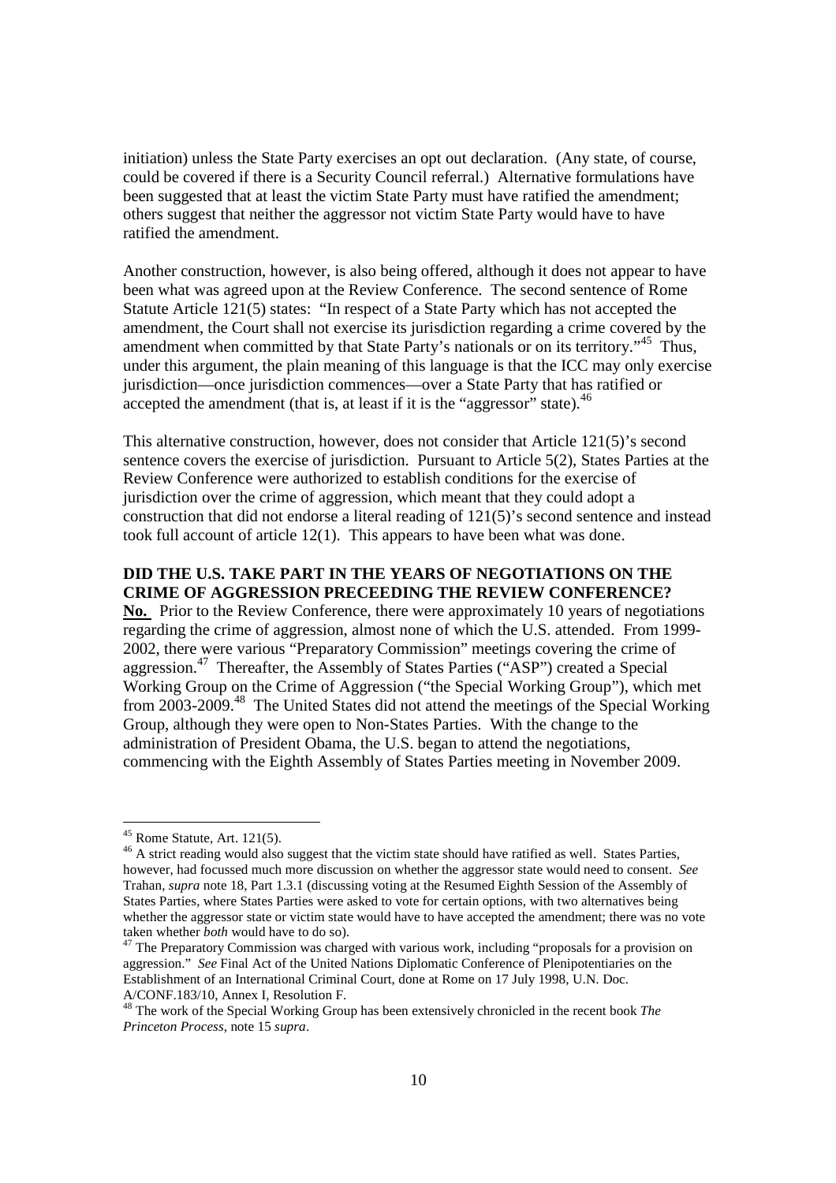initiation) unless the State Party exercises an opt out declaration. (Any state, of course, could be covered if there is a Security Council referral.) Alternative formulations have been suggested that at least the victim State Party must have ratified the amendment; others suggest that neither the aggressor not victim State Party would have to have ratified the amendment.

Another construction, however, is also being offered, although it does not appear to have been what was agreed upon at the Review Conference. The second sentence of Rome Statute Article 121(5) states: "In respect of a State Party which has not accepted the amendment, the Court shall not exercise its jurisdiction regarding a crime covered by the amendment when committed by that State Party's nationals or on its territory."[45] Thus, under this argument, the plain meaning of this language is that the ICC may only exercise jurisdiction—once jurisdiction commences—over a State Party that has ratified or accepted the amendment (that is, at least if it is the "aggressor" state).[46]

This alternative construction, however, does not consider that Article 121(5)'s second sentence covers the exercise of jurisdiction. Pursuant to Article 5(2), States Parties at the Review Conference were authorized to establish conditions for the exercise of jurisdiction over the crime of aggression, which meant that they could adopt a construction that did not endorse a literal reading of 121(5)'s second sentence and instead took full account of article 12(1). This appears to have been what was done.

**DID THE U.S. TAKE PART IN THE YEARS OF NEGOTIATIONS ON THE CRIME OF AGGRESSION PRECEEDING THE REVIEW CONFERENCE?**

**No.** Prior to the Review Conference, there were approximately 10 years of negotiations regarding the crime of aggression, almost none of which the U.S. attended. From 1999-2002, there were various "Preparatory Commission" meetings covering the crime of aggression.[47] Thereafter, the Assembly of States Parties ("ASP") created a Special Working Group on the Crime of Aggression ("the Special Working Group"), which met from 2003-2009.[48] The United States did not attend the meetings of the Special Working Group, although they were open to Non-States Parties. With the change to the administration of President Obama, the U.S. began to attend the negotiations, commencing with the Eighth Assembly of States Parties meeting in November 2009.

---

[45] Rome Statute, Art. 121(5).

[46] A strict reading would also suggest that the victim state should have ratified as well. States Parties, however, had focussed much more discussion on whether the aggressor state would need to consent. *See* Trahan, *supra* note 18, Part 1.3.1 (discussing voting at the Resumed Eighth Session of the Assembly of States Parties, where States Parties were asked to vote for certain options, with two alternatives being whether the aggressor state or victim state would have to have accepted the amendment; there was no vote taken whether *both* would have to do so).

[47] The Preparatory Commission was charged with various work, including "proposals for a provision on aggression." *See* Final Act of the United Nations Diplomatic Conference of Plenipotentiaries on the Establishment of an International Criminal Court, done at Rome on 17 July 1998, U.N. Doc. A/CONF.183/10, Annex I, Resolution F.

[48] The work of the Special Working Group has been extensively chronicled in the recent book *The Princeton Process*, note 15 *supra*.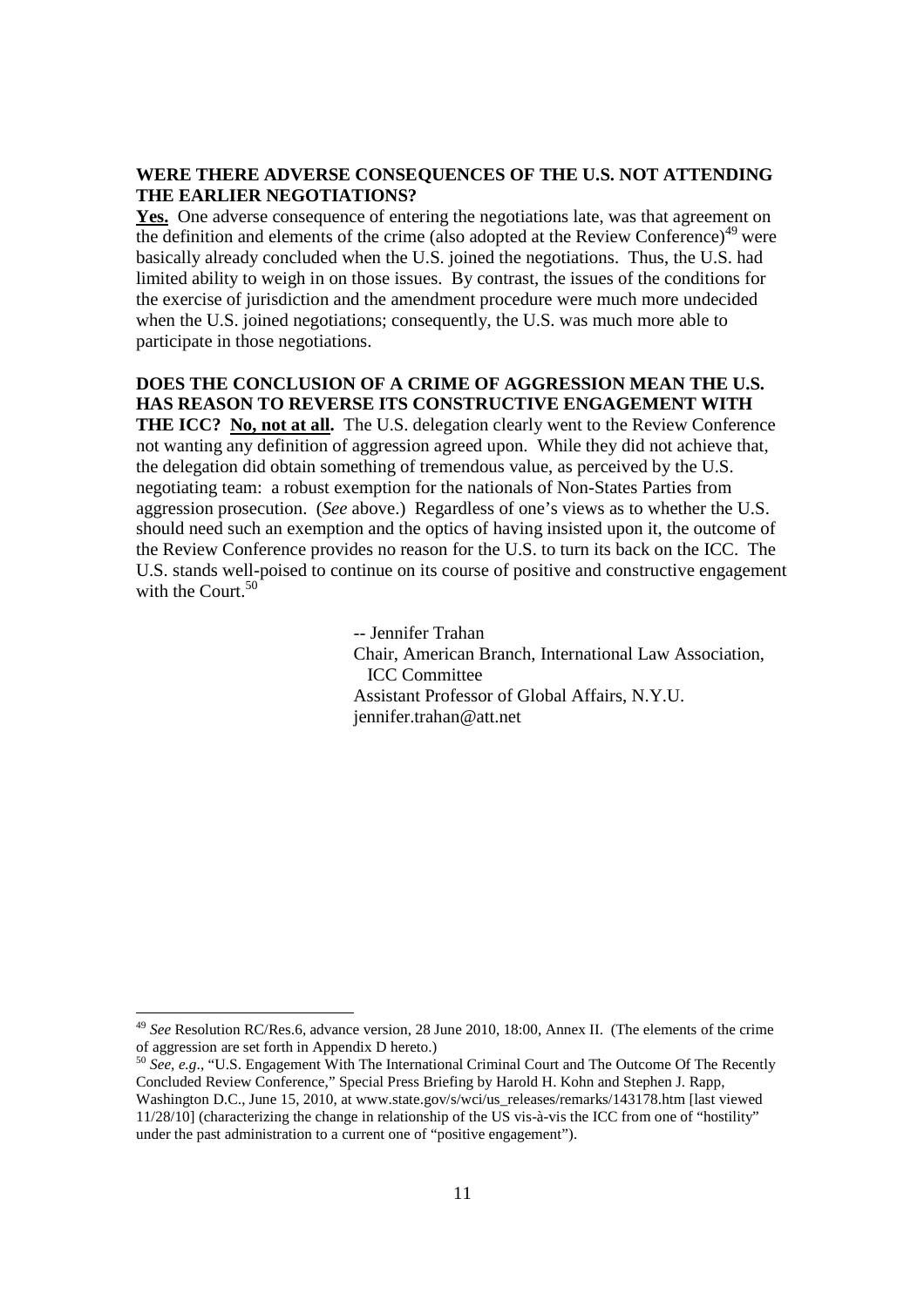**WERE THERE ADVERSE CONSEQUENCES OF THE U.S. NOT ATTENDING THE EARLIER NEGOTIATIONS?**

**Yes.** One adverse consequence of entering the negotiations late, was that agreement on the definition and elements of the crime (also adopted at the Review Conference)[49] were basically already concluded when the U.S. joined the negotiations. Thus, the U.S. had limited ability to weigh in on those issues. By contrast, the issues of the conditions for the exercise of jurisdiction and the amendment procedure were much more undecided when the U.S. joined negotiations; consequently, the U.S. was much more able to participate in those negotiations.

**DOES THE CONCLUSION OF A CRIME OF AGGRESSION MEAN THE U.S. HAS REASON TO REVERSE ITS CONSTRUCTIVE ENGAGEMENT WITH THE ICC? No, not at all.** The U.S. delegation clearly went to the Review Conference not wanting any definition of aggression agreed upon. While they did not achieve that, the delegation did obtain something of tremendous value, as perceived by the U.S. negotiating team: a robust exemption for the nationals of Non-States Parties from aggression prosecution. (*See* above.) Regardless of one's views as to whether the U.S. should need such an exemption and the optics of having insisted upon it, the outcome of the Review Conference provides no reason for the U.S. to turn its back on the ICC. The U.S. stands well-poised to continue on its course of positive and constructive engagement with the Court.[50]

-- Jennifer Trahan
Chair, American Branch, International Law Association, ICC Committee
Assistant Professor of Global Affairs, N.Y.U.
jennifer.trahan@att.net

---

[49] *See* Resolution RC/Res.6, advance version, 28 June 2010, 18:00, Annex II. (The elements of the crime of aggression are set forth in Appendix D hereto.)

[50] *See, e.g.*, "U.S. Engagement With The International Criminal Court and The Outcome Of The Recently Concluded Review Conference," Special Press Briefing by Harold H. Kohn and Stephen J. Rapp, Washington D.C., June 15, 2010, at www.state.gov/s/wci/us_releases/remarks/143178.htm [last viewed 11/28/10] (characterizing the change in relationship of the US vis-à-vis the ICC from one of "hostility" under the past administration to a current one of "positive engagement").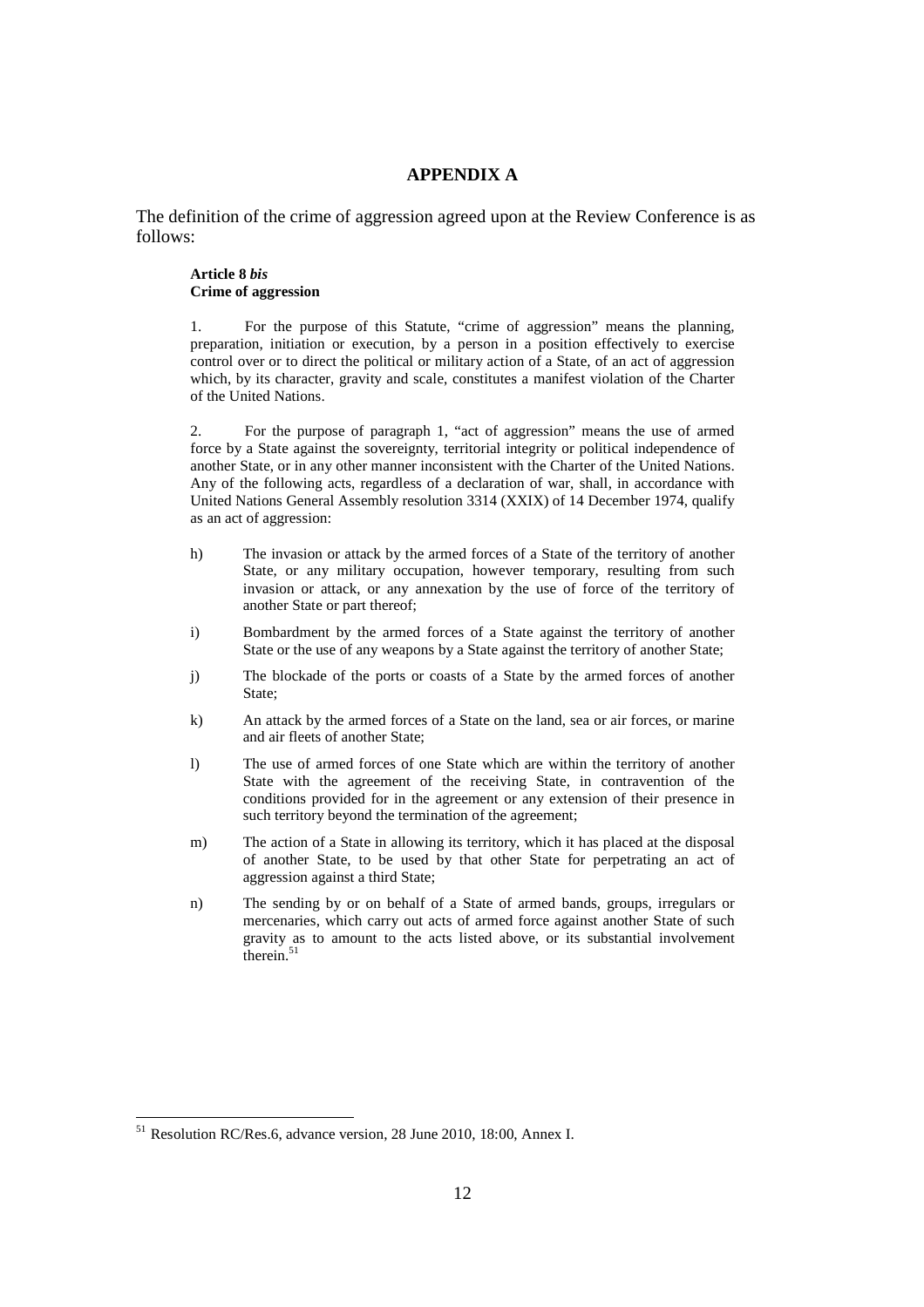# APPENDIX A

The definition of the crime of aggression agreed upon at the Review Conference is as follows:

**Article 8** ***bis***
**Crime of aggression**

1. For the purpose of this Statute, "crime of aggression" means the planning, preparation, initiation or execution, by a person in a position effectively to exercise control over or to direct the political or military action of a State, of an act of aggression which, by its character, gravity and scale, constitutes a manifest violation of the Charter of the United Nations.

2. For the purpose of paragraph 1, "act of aggression" means the use of armed force by a State against the sovereignty, territorial integrity or political independence of another State, or in any other manner inconsistent with the Charter of the United Nations. Any of the following acts, regardless of a declaration of war, shall, in accordance with United Nations General Assembly resolution 3314 (XXIX) of 14 December 1974, qualify as an act of aggression:

h) The invasion or attack by the armed forces of a State of the territory of another State, or any military occupation, however temporary, resulting from such invasion or attack, or any annexation by the use of force of the territory of another State or part thereof;

i) Bombardment by the armed forces of a State against the territory of another State or the use of any weapons by a State against the territory of another State;

j) The blockade of the ports or coasts of a State by the armed forces of another State;

k) An attack by the armed forces of a State on the land, sea or air forces, or marine and air fleets of another State;

l) The use of armed forces of one State which are within the territory of another State with the agreement of the receiving State, in contravention of the conditions provided for in the agreement or any extension of their presence in such territory beyond the termination of the agreement;

m) The action of a State in allowing its territory, which it has placed at the disposal of another State, to be used by that other State for perpetrating an act of aggression against a third State;

n) The sending by or on behalf of a State of armed bands, groups, irregulars or mercenaries, which carry out acts of armed force against another State of such gravity as to amount to the acts listed above, or its substantial involvement therein.[51]

---

[51] Resolution RC/Res.6, advance version, 28 June 2010, 18:00, Annex I.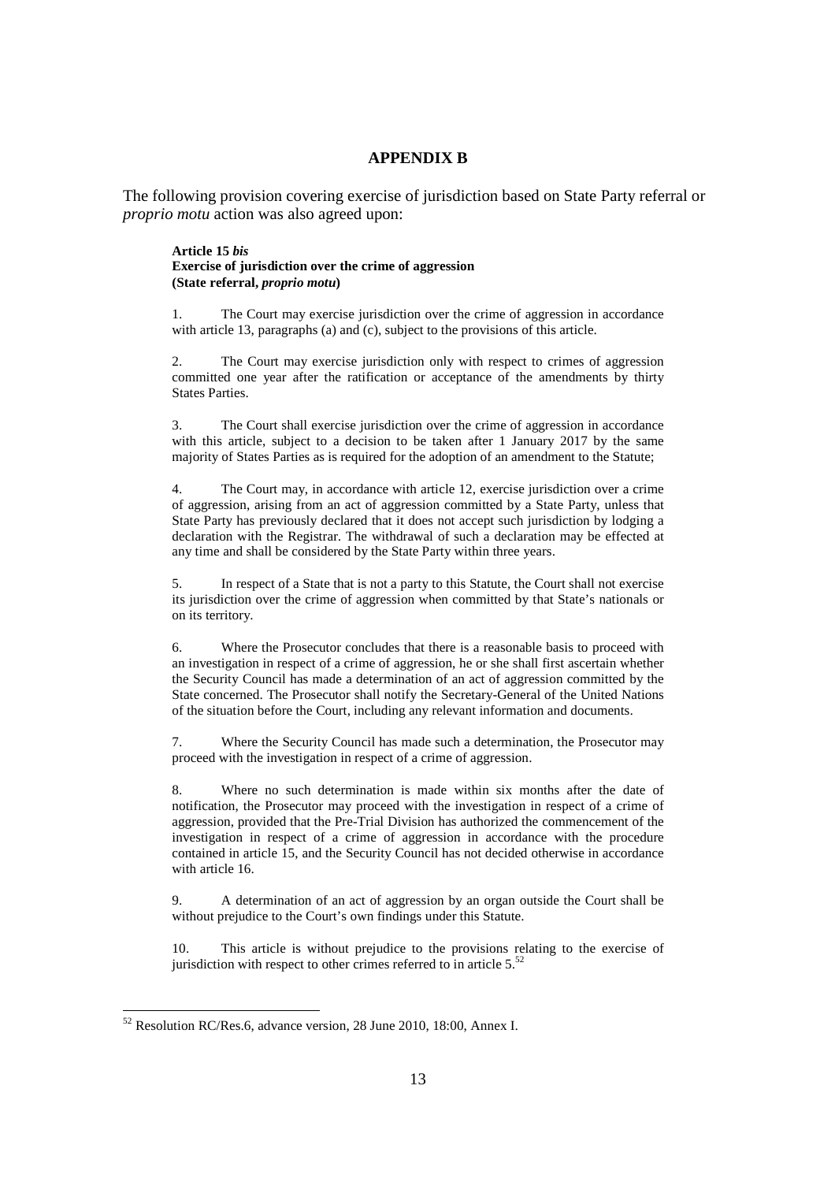## APPENDIX B

The following provision covering exercise of jurisdiction based on State Party referral or *proprio motu* action was also agreed upon:

**Article 15 *bis***
**Exercise of jurisdiction over the crime of aggression**
**(State referral, *proprio motu*)**

1. The Court may exercise jurisdiction over the crime of aggression in accordance with article 13, paragraphs (a) and (c), subject to the provisions of this article.

2. The Court may exercise jurisdiction only with respect to crimes of aggression committed one year after the ratification or acceptance of the amendments by thirty States Parties.

3. The Court shall exercise jurisdiction over the crime of aggression in accordance with this article, subject to a decision to be taken after 1 January 2017 by the same majority of States Parties as is required for the adoption of an amendment to the Statute;

4. The Court may, in accordance with article 12, exercise jurisdiction over a crime of aggression, arising from an act of aggression committed by a State Party, unless that State Party has previously declared that it does not accept such jurisdiction by lodging a declaration with the Registrar. The withdrawal of such a declaration may be effected at any time and shall be considered by the State Party within three years.

5. In respect of a State that is not a party to this Statute, the Court shall not exercise its jurisdiction over the crime of aggression when committed by that State's nationals or on its territory.

6. Where the Prosecutor concludes that there is a reasonable basis to proceed with an investigation in respect of a crime of aggression, he or she shall first ascertain whether the Security Council has made a determination of an act of aggression committed by the State concerned. The Prosecutor shall notify the Secretary-General of the United Nations of the situation before the Court, including any relevant information and documents.

7. Where the Security Council has made such a determination, the Prosecutor may proceed with the investigation in respect of a crime of aggression.

8. Where no such determination is made within six months after the date of notification, the Prosecutor may proceed with the investigation in respect of a crime of aggression, provided that the Pre-Trial Division has authorized the commencement of the investigation in respect of a crime of aggression in accordance with the procedure contained in article 15, and the Security Council has not decided otherwise in accordance with article 16.

9. A determination of an act of aggression by an organ outside the Court shall be without prejudice to the Court's own findings under this Statute.

10. This article is without prejudice to the provisions relating to the exercise of jurisdiction with respect to other crimes referred to in article 5.[52]

---

[52] Resolution RC/Res.6, advance version, 28 June 2010, 18:00, Annex I.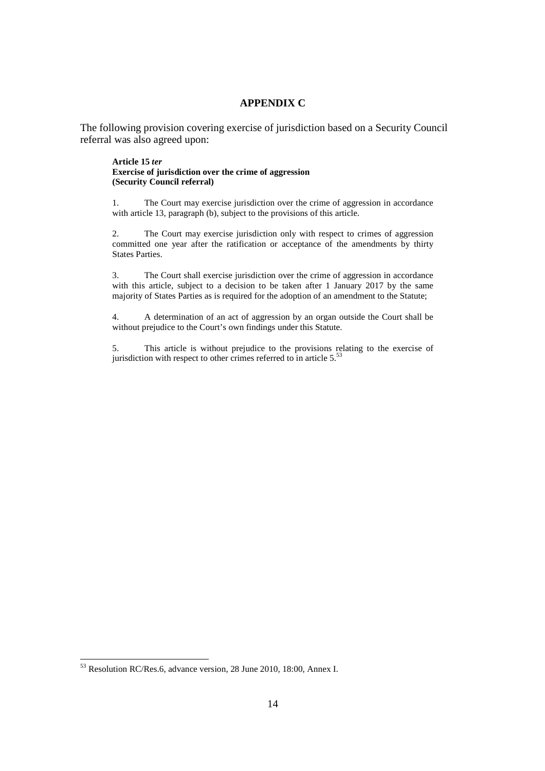## APPENDIX C

The following provision covering exercise of jurisdiction based on a Security Council referral was also agreed upon:

**Article 15 *ter***
**Exercise of jurisdiction over the crime of aggression**
**(Security Council referral)**

1. The Court may exercise jurisdiction over the crime of aggression in accordance with article 13, paragraph (b), subject to the provisions of this article.

2. The Court may exercise jurisdiction only with respect to crimes of aggression committed one year after the ratification or acceptance of the amendments by thirty States Parties.

3. The Court shall exercise jurisdiction over the crime of aggression in accordance with this article, subject to a decision to be taken after 1 January 2017 by the same majority of States Parties as is required for the adoption of an amendment to the Statute;

4. A determination of an act of aggression by an organ outside the Court shall be without prejudice to the Court's own findings under this Statute.

5. This article is without prejudice to the provisions relating to the exercise of jurisdiction with respect to other crimes referred to in article 5.[53]

---

[53] Resolution RC/Res.6, advance version, 28 June 2010, 18:00, Annex I.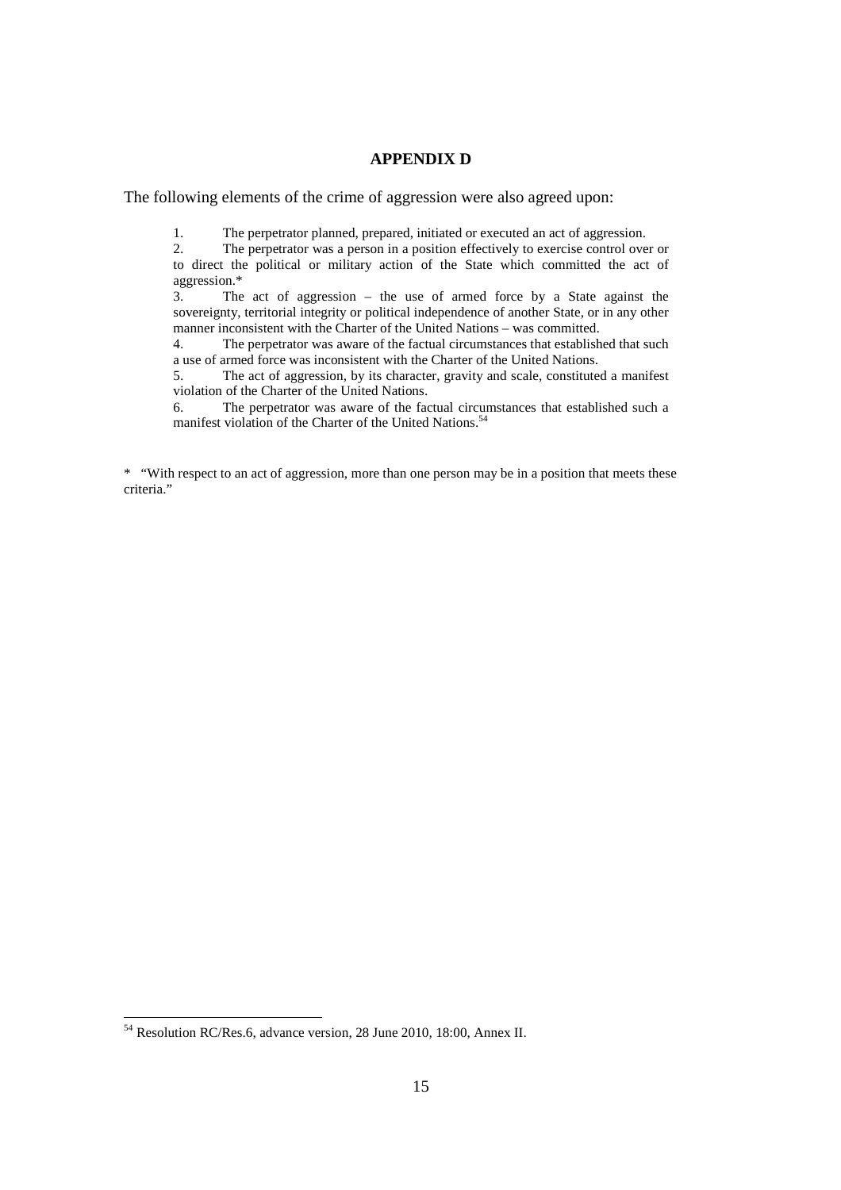# APPENDIX D

The following elements of the crime of aggression were also agreed upon:

1. The perpetrator planned, prepared, initiated or executed an act of aggression.
2. The perpetrator was a person in a position effectively to exercise control over or to direct the political or military action of the State which committed the act of aggression.*
3. The act of aggression – the use of armed force by a State against the sovereignty, territorial integrity or political independence of another State, or in any other manner inconsistent with the Charter of the United Nations – was committed.
4. The perpetrator was aware of the factual circumstances that established that such a use of armed force was inconsistent with the Charter of the United Nations.
5. The act of aggression, by its character, gravity and scale, constituted a manifest violation of the Charter of the United Nations.
6. The perpetrator was aware of the factual circumstances that established such a manifest violation of the Charter of the United Nations.[54]

\* "With respect to an act of aggression, more than one person may be in a position that meets these criteria."

[54] Resolution RC/Res.6, advance version, 28 June 2010, 18:00, Annex II.